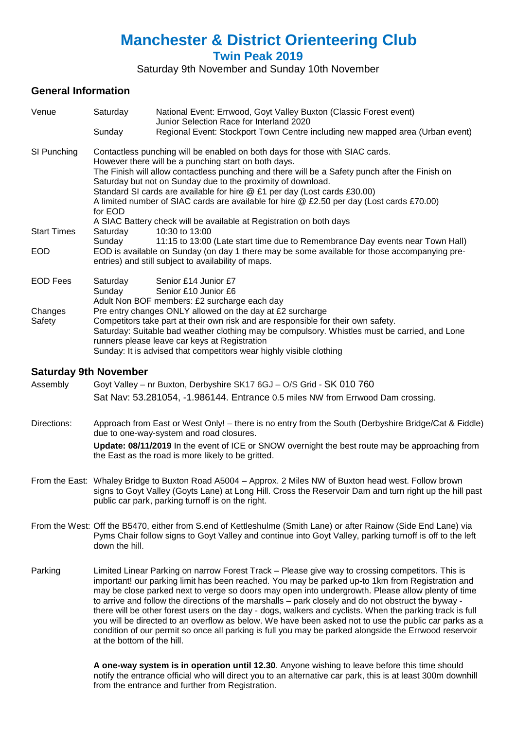# Manchester & District Orienteering Club

## Twin Peak 2019

Saturday 9th November and Sunday 10th November

### General Information

| | | |
|---|---|---|
| Venue | Saturday | National Event: Errwood, Goyt Valley Buxton (Classic Forest event) Junior Selection Race for Interland 2020 |
| | Sunday | Regional Event: Stockport Town Centre including new mapped area (Urban event) |

SI Punching
Contactless punching will be enabled on both days for those with SIAC cards.
However there will be a punching start on both days.
The Finish will allow contactless punching and there will be a Safety punch after the Finish on Saturday but not on Sunday due to the proximity of download.
Standard SI cards are available for hire @ £1 per day (Lost cards £30.00)
A limited number of SIAC cards are available for hire @ £2.50 per day (Lost cards £70.00) for EOD
A SIAC Battery check will be available at Registration on both days

| | | |
|---|---|---|
| Start Times | Saturday | 10:30 to 13:00 |
| | Sunday | 11:15 to 13:00 (Late start time due to Remembrance Day events near Town Hall) |

EOD
EOD is available on Sunday (on day 1 there may be some available for those accompanying pre-entries) and still subject to availability of maps.

| | | |
|---|---|---|
| EOD Fees | Saturday | Senior £14 Junior £7 |
| | Sunday | Senior £10 Junior £6 |

Adult Non BOF members: £2 surcharge each day

Changes
Pre entry changes ONLY allowed on the day at £2 surcharge

Safety
Competitors take part at their own risk and are responsible for their own safety.
Saturday: Suitable bad weather clothing may be compulsory. Whistles must be carried, and Lone runners please leave car keys at Registration
Sunday: It is advised that competitors wear highly visible clothing

### Saturday 9th November

Assembly
Goyt Valley – nr Buxton, Derbyshire SK17 6GJ – O/S Grid - SK 010 760
Sat Nav: 53.281054, -1.986144. Entrance 0.5 miles NW from Errwood Dam crossing.

Directions:
Approach from East or West Only! – there is no entry from the South (Derbyshire Bridge/Cat & Fiddle) due to one-way-system and road closures.

**Update: 08/11/2019** In the event of ICE or SNOW overnight the best route may be approaching from the East as the road is more likely to be gritted.

From the East: Whaley Bridge to Buxton Road A5004 – Approx. 2 Miles NW of Buxton head west. Follow brown signs to Goyt Valley (Goyts Lane) at Long Hill. Cross the Reservoir Dam and turn right up the hill past public car park, parking turnoff is on the right.

From the West: Off the B5470, either from S.end of Kettleshulme (Smith Lane) or after Rainow (Side End Lane) via Pyms Chair follow signs to Goyt Valley and continue into Goyt Valley, parking turnoff is off to the left down the hill.

Parking
Limited Linear Parking on narrow Forest Track – Please give way to crossing competitors. This is important! our parking limit has been reached. You may be parked up-to 1km from Registration and may be close parked next to verge so doors may open into undergrowth. Please allow plenty of time to arrive and follow the directions of the marshalls – park closely and do not obstruct the byway - there will be other forest users on the day - dogs, walkers and cyclists. When the parking track is full you will be directed to an overflow as below. We have been asked not to use the public car parks as a condition of our permit so once all parking is full you may be parked alongside the Errwood reservoir at the bottom of the hill.

**A one-way system is in operation until 12.30**. Anyone wishing to leave before this time should notify the entrance official who will direct you to an alternative car park, this is at least 300m downhill from the entrance and further from Registration.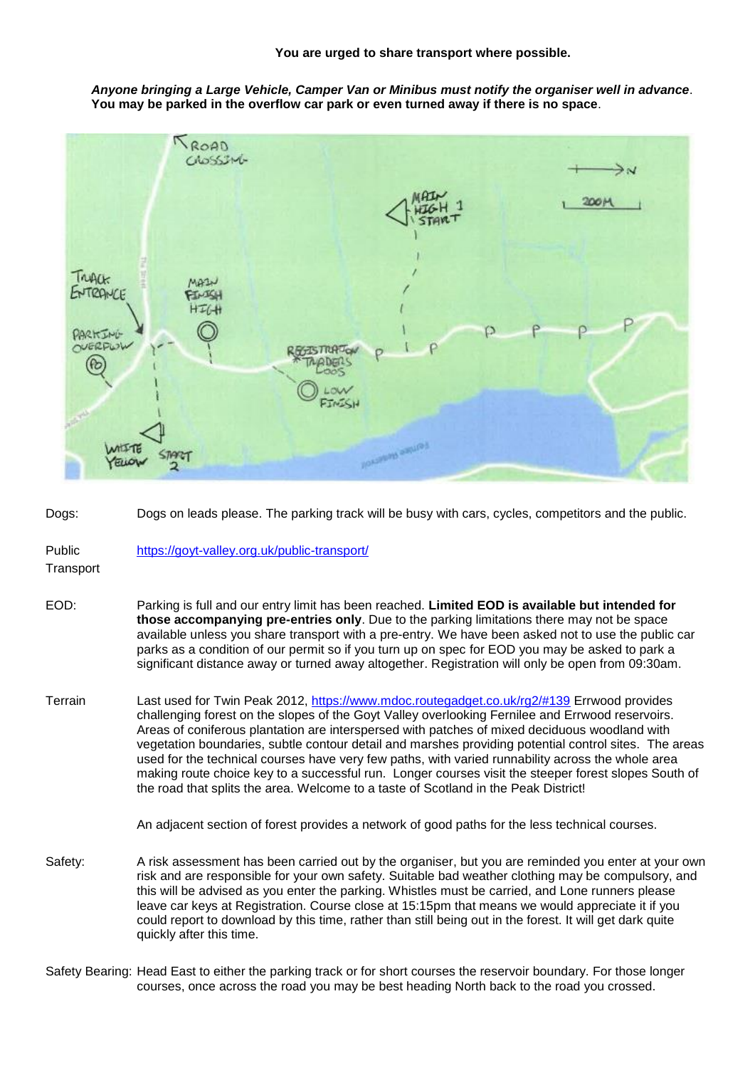**You are urged to share transport where possible.**

***Anyone bringing a Large Vehicle, Camper Van or Minibus must notify the organiser well in advance*. You may be parked in the overflow car park or even turned away if there is no space.**

| | |
|---|---|
| Dogs: | Dogs on leads please. The parking track will be busy with cars, cycles, competitors and the public. |
| Public Transport | https://goyt-valley.org.uk/public-transport/ |
| EOD: | Parking is full and our entry limit has been reached. **Limited EOD is available but intended for those accompanying pre-entries only**. Due to the parking limitations there may not be space available unless you share transport with a pre-entry. We have been asked not to use the public car parks as a condition of our permit so if you turn up on spec for EOD you may be asked to park a significant distance away or turned away altogether. Registration will only be open from 09:30am. |
| Terrain | Last used for Twin Peak 2012, https://www.mdoc.routegadget.co.uk/rg2/#139 Errwood provides challenging forest on the slopes of the Goyt Valley overlooking Fernilee and Errwood reservoirs. Areas of coniferous plantation are interspersed with patches of mixed deciduous woodland with vegetation boundaries, subtle contour detail and marshes providing potential control sites. The areas used for the technical courses have very few paths, with varied runnability across the whole area making route choice key to a successful run. Longer courses visit the steeper forest slopes South of the road that splits the area. Welcome to a taste of Scotland in the Peak District!<br><br>An adjacent section of forest provides a network of good paths for the less technical courses. |
| Safety: | A risk assessment has been carried out by the organiser, but you are reminded you enter at your own risk and are responsible for your own safety. Suitable bad weather clothing may be compulsory, and this will be advised as you enter the parking. Whistles must be carried, and Lone runners please leave car keys at Registration. Course close at 15:15pm that means we would appreciate it if you could report to download by this time, rather than still being out in the forest. It will get dark quite quickly after this time. |
| Safety Bearing: | Head East to either the parking track or for short courses the reservoir boundary. For those longer courses, once across the road you may be best heading North back to the road you crossed. |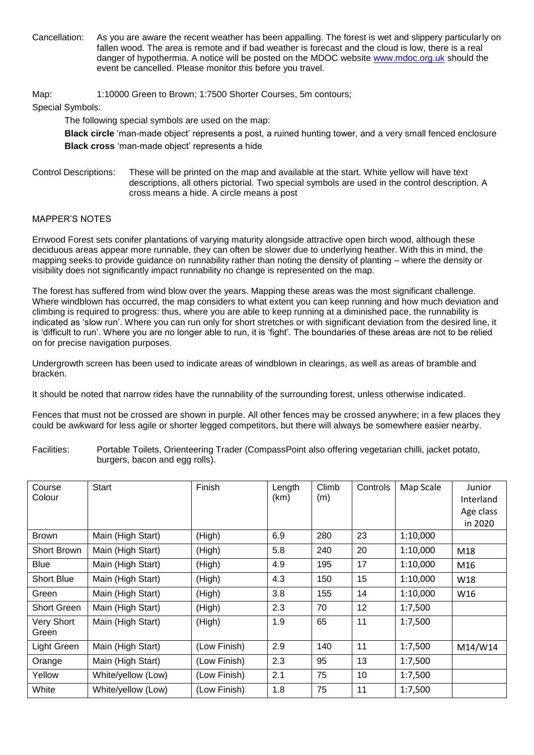Cancellation: As you are aware the recent weather has been appalling. The forest is wet and slippery particularly on fallen wood. The area is remote and if bad weather is forecast and the cloud is low, there is a real danger of hypothermia. A notice will be posted on the MDOC website www.mdoc.org.uk should the event be cancelled. Please monitor this before you travel.

Map: 1:10000 Green to Brown; 1:7500 Shorter Courses, 5m contours;

Special Symbols:

The following special symbols are used on the map:

**Black circle** 'man-made object' represents a post, a ruined hunting tower, and a very small fenced enclosure

**Black cross** 'man-made object' represents a hide

Control Descriptions: These will be printed on the map and available at the start. White yellow will have text descriptions, all others pictorial. Two special symbols are used in the control description. A cross means a hide. A circle means a post

MAPPER'S NOTES

Errwood Forest sets conifer plantations of varying maturity alongside attractive open birch wood, although these deciduous areas appear more runnable, they can often be slower due to underlying heather. With this in mind, the mapping seeks to provide guidance on runnability rather than noting the density of planting – where the density or visibility does not significantly impact runnability no change is represented on the map.

The forest has suffered from wind blow over the years. Mapping these areas was the most significant challenge. Where windblown has occurred, the map considers to what extent you can keep running and how much deviation and climbing is required to progress: thus, where you are able to keep running at a diminished pace, the runnability is indicated as 'slow run'. Where you can run only for short stretches or with significant deviation from the desired line, it is 'difficult to run'. Where you are no longer able to run, it is 'fight'. The boundaries of these areas are not to be relied on for precise navigation purposes.

Undergrowth screen has been used to indicate areas of windblown in clearings, as well as areas of bramble and bracken.

It should be noted that narrow rides have the runnability of the surrounding forest, unless otherwise indicated.

Fences that must not be crossed are shown in purple. All other fences may be crossed anywhere; in a few places they could be awkward for less agile or shorter legged competitors, but there will always be somewhere easier nearby.

Facilities: Portable Toilets, Orienteering Trader (CompassPoint also offering vegetarian chilli, jacket potato, burgers, bacon and egg rolls).

| Course Colour | Start | Finish | Length (km) | Climb (m) | Controls | Map Scale | Junior Interland Age class in 2020 |
|---|---|---|---|---|---|---|---|
| Brown | Main (High Start) | (High) | 6.9 | 280 | 23 | 1:10,000 | |
| Short Brown | Main (High Start) | (High) | 5.8 | 240 | 20 | 1:10,000 | M18 |
| Blue | Main (High Start) | (High) | 4.9 | 195 | 17 | 1:10,000 | M16 |
| Short Blue | Main (High Start) | (High) | 4.3 | 150 | 15 | 1:10,000 | W18 |
| Green | Main (High Start) | (High) | 3.8 | 155 | 14 | 1:10,000 | W16 |
| Short Green | Main (High Start) | (High) | 2.3 | 70 | 12 | 1:7,500 | |
| Very Short Green | Main (High Start) | (High) | 1.9 | 65 | 11 | 1:7,500 | |
| Light Green | Main (High Start) | (Low Finish) | 2.9 | 140 | 11 | 1:7,500 | M14/W14 |
| Orange | Main (High Start) | (Low Finish) | 2.3 | 95 | 13 | 1:7,500 | |
| Yellow | White/yellow (Low) | (Low Finish) | 2.1 | 75 | 10 | 1:7,500 | |
| White | White/yellow (Low) | (Low Finish) | 1.8 | 75 | 11 | 1:7,500 | |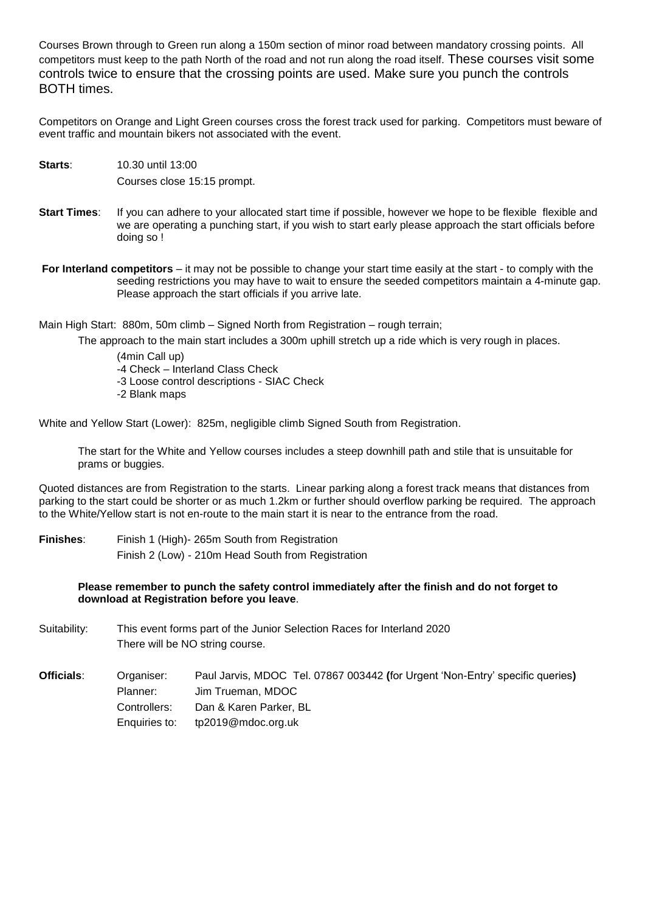Courses Brown through to Green run along a 150m section of minor road between mandatory crossing points. All competitors must keep to the path North of the road and not run along the road itself. These courses visit some controls twice to ensure that the crossing points are used. Make sure you punch the controls BOTH times.

Competitors on Orange and Light Green courses cross the forest track used for parking. Competitors must beware of event traffic and mountain bikers not associated with the event.

**Starts**: 10.30 until 13:00

Courses close 15:15 prompt.

**Start Times**: If you can adhere to your allocated start time if possible, however we hope to be flexible flexible and we are operating a punching start, if you wish to start early please approach the start officials before doing so !

**For Interland competitors** – it may not be possible to change your start time easily at the start - to comply with the seeding restrictions you may have to wait to ensure the seeded competitors maintain a 4-minute gap. Please approach the start officials if you arrive late.

Main High Start: 880m, 50m climb – Signed North from Registration – rough terrain;

The approach to the main start includes a 300m uphill stretch up a ride which is very rough in places.

(4min Call up)
-4 Check – Interland Class Check
-3 Loose control descriptions - SIAC Check
-2 Blank maps

White and Yellow Start (Lower): 825m, negligible climb Signed South from Registration.

The start for the White and Yellow courses includes a steep downhill path and stile that is unsuitable for prams or buggies.

Quoted distances are from Registration to the starts. Linear parking along a forest track means that distances from parking to the start could be shorter or as much 1.2km or further should overflow parking be required. The approach to the White/Yellow start is not en-route to the main start it is near to the entrance from the road.

**Finishes**: Finish 1 (High)- 265m South from Registration

Finish 2 (Low) - 210m Head South from Registration

**Please remember to punch the safety control immediately after the finish and do not forget to download at Registration before you leave**.

Suitability: This event forms part of the Junior Selection Races for Interland 2020

There will be NO string course.

**Officials**:

| | |
|---|---|
| Organiser: | Paul Jarvis, MDOC Tel. 07867 003442 **(**for Urgent 'Non-Entry' specific queries**)** |
| Planner: | Jim Trueman, MDOC |
| Controllers: | Dan & Karen Parker, BL |
| Enquiries to: | tp2019@mdoc.org.uk |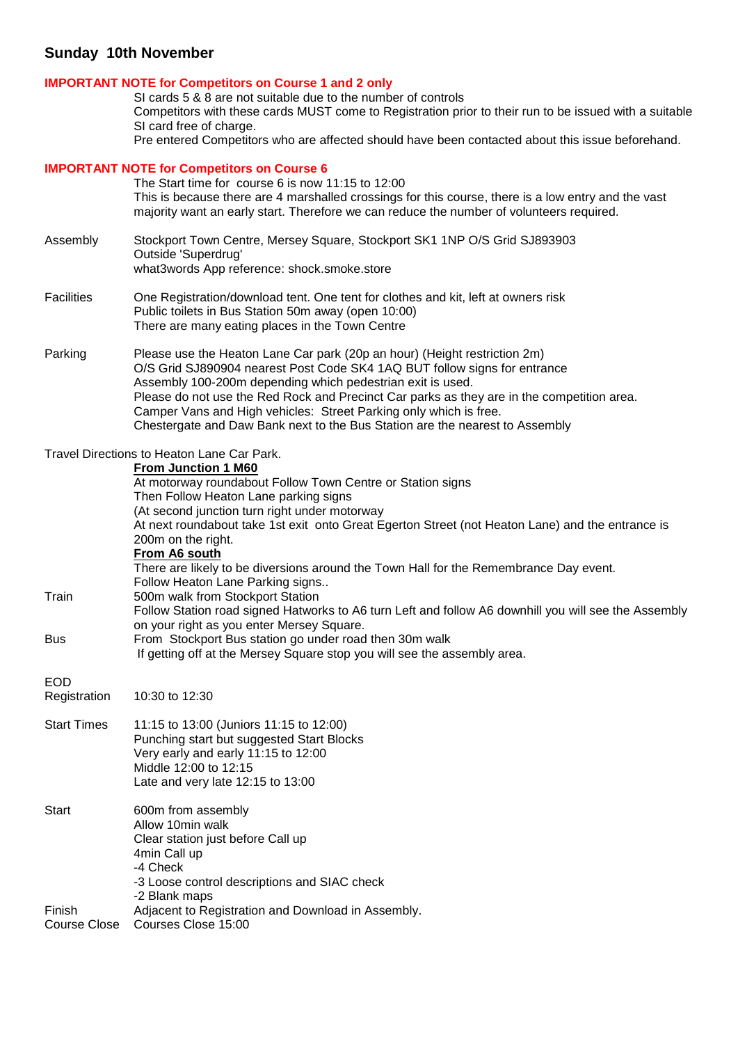## Sunday 10th November

**IMPORTANT NOTE for Competitors on Course 1 and 2 only**

SI cards 5 & 8 are not suitable due to the number of controls
Competitors with these cards MUST come to Registration prior to their run to be issued with a suitable SI card free of charge.
Pre entered Competitors who are affected should have been contacted about this issue beforehand.

**IMPORTANT NOTE for Competitors on Course 6**

The Start time for course 6 is now 11:15 to 12:00
This is because there are 4 marshalled crossings for this course, there is a low entry and the vast majority want an early start. Therefore we can reduce the number of volunteers required.

**Assembly**
Stockport Town Centre, Mersey Square, Stockport SK1 1NP O/S Grid SJ893903
Outside 'Superdrug'
what3words App reference: shock.smoke.store

**Facilities**
One Registration/download tent. One tent for clothes and kit, left at owners risk
Public toilets in Bus Station 50m away (open 10:00)
There are many eating places in the Town Centre

**Parking**
Please use the Heaton Lane Car park (20p an hour) (Height restriction 2m)
O/S Grid SJ890904 nearest Post Code SK4 1AQ BUT follow signs for entrance
Assembly 100-200m depending which pedestrian exit is used.
Please do not use the Red Rock and Precinct Car parks as they are in the competition area.
Camper Vans and High vehicles: Street Parking only which is free.
Chestergate and Daw Bank next to the Bus Station are the nearest to Assembly

Travel Directions to Heaton Lane Car Park.

**From Junction 1 M60**
At motorway roundabout Follow Town Centre or Station signs
Then Follow Heaton Lane parking signs
(At second junction turn right under motorway
At next roundabout take 1st exit onto Great Egerton Street (not Heaton Lane) and the entrance is 200m on the right.

**From A6 south**
There are likely to be diversions around the Town Hall for the Remembrance Day event.
Follow Heaton Lane Parking signs..

**Train**
500m walk from Stockport Station
Follow Station road signed Hatworks to A6 turn Left and follow A6 downhill you will see the Assembly on your right as you enter Mersey Square.

**Bus**
From Stockport Bus station go under road then 30m walk
If getting off at the Mersey Square stop you will see the assembly area.

**EOD Registration**
10:30 to 12:30

**Start Times**
11:15 to 13:00 (Juniors 11:15 to 12:00)
Punching start but suggested Start Blocks
Very early and early 11:15 to 12:00
Middle 12:00 to 12:15
Late and very late 12:15 to 13:00

**Start**
600m from assembly
Allow 10min walk
Clear station just before Call up
4min Call up
-4 Check
-3 Loose control descriptions and SIAC check
-2 Blank maps

**Finish**
Adjacent to Registration and Download in Assembly.

**Course Close**
Courses Close 15:00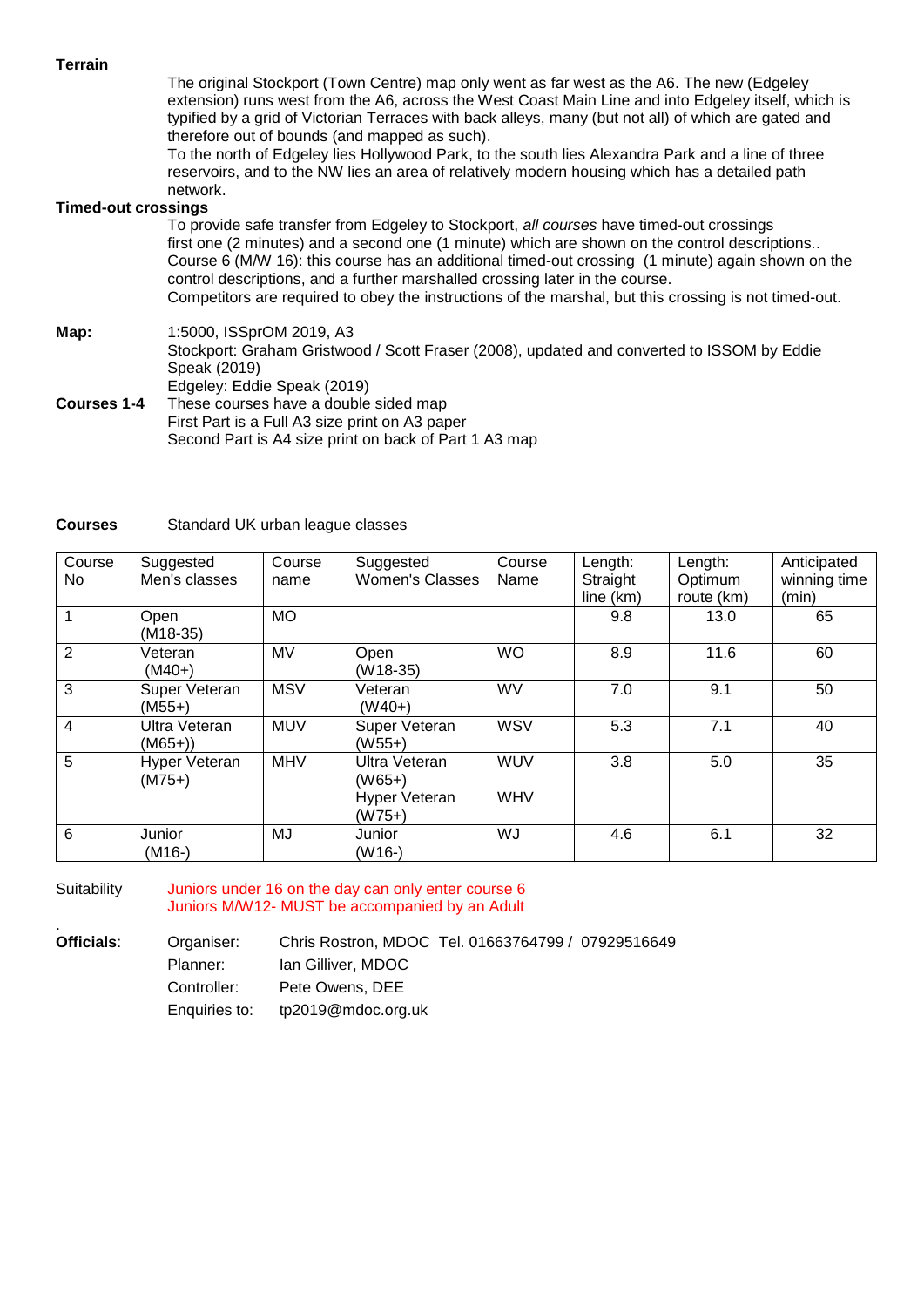**Terrain**

The original Stockport (Town Centre) map only went as far west as the A6. The new (Edgeley extension) runs west from the A6, across the West Coast Main Line and into Edgeley itself, which is typified by a grid of Victorian Terraces with back alleys, many (but not all) of which are gated and therefore out of bounds (and mapped as such).
To the north of Edgeley lies Hollywood Park, to the south lies Alexandra Park and a line of three reservoirs, and to the NW lies an area of relatively modern housing which has a detailed path network.

**Timed-out crossings**

To provide safe transfer from Edgeley to Stockport, *all courses* have timed-out crossings first one (2 minutes) and a second one (1 minute) which are shown on the control descriptions..
Course 6 (M/W 16): this course has an additional timed-out crossing (1 minute) again shown on the control descriptions, and a further marshalled crossing later in the course.
Competitors are required to obey the instructions of the marshal, but this crossing is not timed-out.

**Map:** 1:5000, ISSprOM 2019, A3
Stockport: Graham Gristwood / Scott Fraser (2008), updated and converted to ISSOM by Eddie Speak (2019)
Edgeley: Eddie Speak (2019)

**Courses 1-4** These courses have a double sided map
First Part is a Full A3 size print on A3 paper
Second Part is A4 size print on back of Part 1 A3 map

**Courses** Standard UK urban league classes

| Course No | Suggested Men's classes | Course name | Suggested Women's Classes | Course Name | Length: Straight line (km) | Length: Optimum route (km) | Anticipated winning time (min) |
|---|---|---|---|---|---|---|---|
| 1 | Open (M18-35) | MO | | | 9.8 | 13.0 | 65 |
| 2 | Veteran (M40+) | MV | Open (W18-35) | WO | 8.9 | 11.6 | 60 |
| 3 | Super Veteran (M55+) | MSV | Veteran (W40+) | WV | 7.0 | 9.1 | 50 |
| 4 | Ultra Veteran (M65+)) | MUV | Super Veteran (W55+) | WSV | 5.3 | 7.1 | 40 |
| 5 | Hyper Veteran (M75+) | MHV | Ultra Veteran (W65+) Hyper Veteran (W75+) | WUV WHV | 3.8 | 5.0 | 35 |
| 6 | Junior (M16-) | MJ | Junior (W16-) | WJ | 4.6 | 6.1 | 32 |

Suitability Juniors under 16 on the day can only enter course 6
Juniors M/W12- MUST be accompanied by an Adult

**Officials**:

Organiser: Chris Rostron, MDOC Tel. 01663764799 / 07929516649
Planner: Ian Gilliver, MDOC
Controller: Pete Owens, DEE
Enquiries to: tp2019@mdoc.org.uk